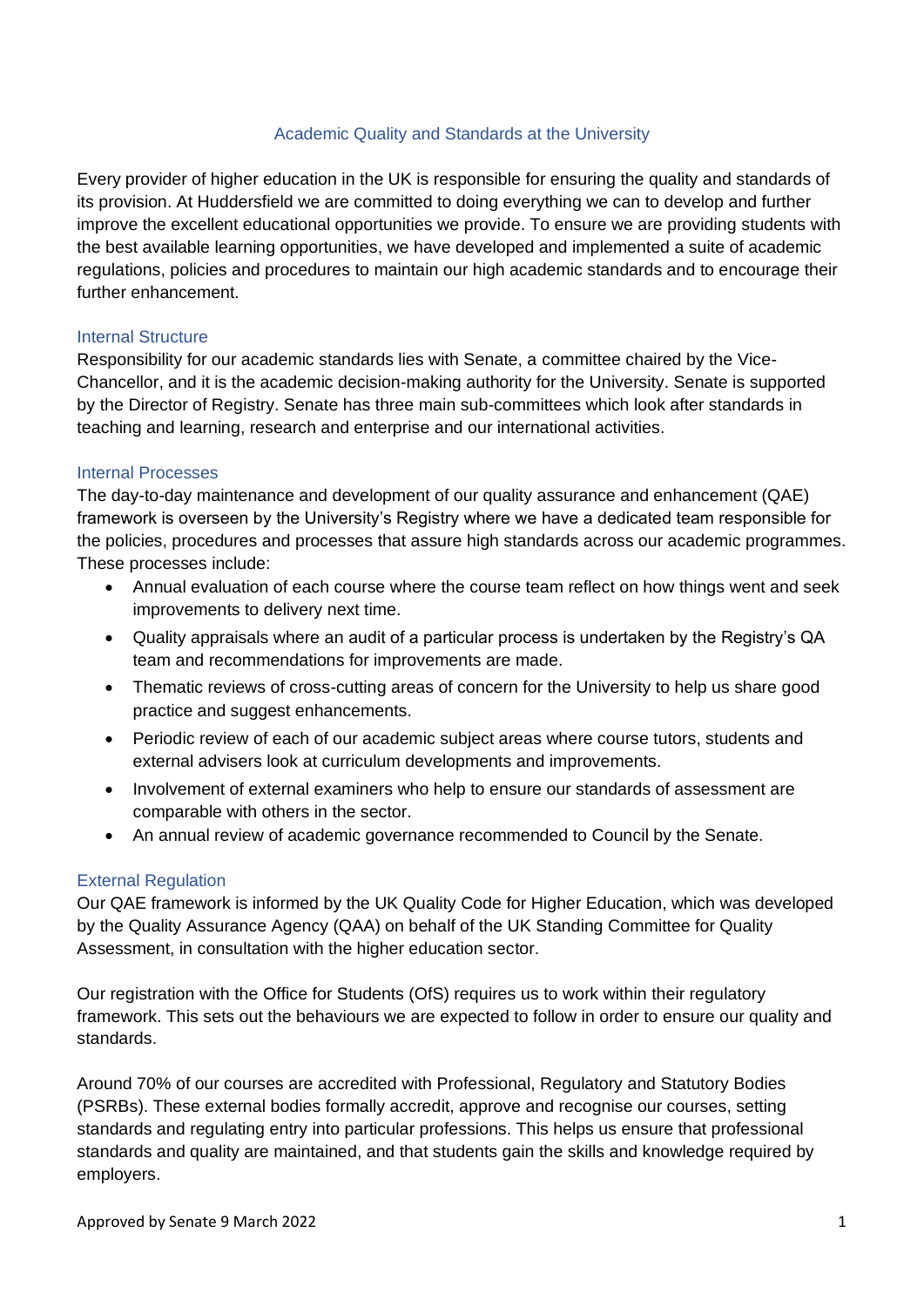# Academic Quality and Standards at the University

Every provider of higher education in the UK is responsible for ensuring the quality and standards of its provision. At Huddersfield we are committed to doing everything we can to develop and further improve the excellent educational opportunities we provide. To ensure we are providing students with the best available learning opportunities, we have developed and implemented a suite of academic regulations, policies and procedures to maintain our high academic standards and to encourage their further enhancement.

## Internal Structure

Responsibility for our academic standards lies with Senate, a committee chaired by the Vice-Chancellor, and it is the academic decision-making authority for the University. Senate is supported by the Director of Registry. Senate has three main sub-committees which look after standards in teaching and learning, research and enterprise and our international activities.

## Internal Processes

The day-to-day maintenance and development of our quality assurance and enhancement (QAE) framework is overseen by the University's Registry where we have a dedicated team responsible for the policies, procedures and processes that assure high standards across our academic programmes. These processes include:

- Annual evaluation of each course where the course team reflect on how things went and seek improvements to delivery next time.
- Quality appraisals where an audit of a particular process is undertaken by the Registry's QA team and recommendations for improvements are made.
- Thematic reviews of cross-cutting areas of concern for the University to help us share good practice and suggest enhancements.
- Periodic review of each of our academic subject areas where course tutors, students and external advisers look at curriculum developments and improvements.
- Involvement of external examiners who help to ensure our standards of assessment are comparable with others in the sector.
- An annual review of academic governance recommended to Council by the Senate.

## External Regulation

Our QAE framework is informed by the UK Quality Code for Higher Education, which was developed by the Quality Assurance Agency (QAA) on behalf of the UK Standing Committee for Quality Assessment, in consultation with the higher education sector.

Our registration with the Office for Students (OfS) requires us to work within their regulatory framework. This sets out the behaviours we are expected to follow in order to ensure our quality and standards.

Around 70% of our courses are accredited with Professional, Regulatory and Statutory Bodies (PSRBs). These external bodies formally accredit, approve and recognise our courses, setting standards and regulating entry into particular professions. This helps us ensure that professional standards and quality are maintained, and that students gain the skills and knowledge required by employers.

Approved by Senate 9 March 2022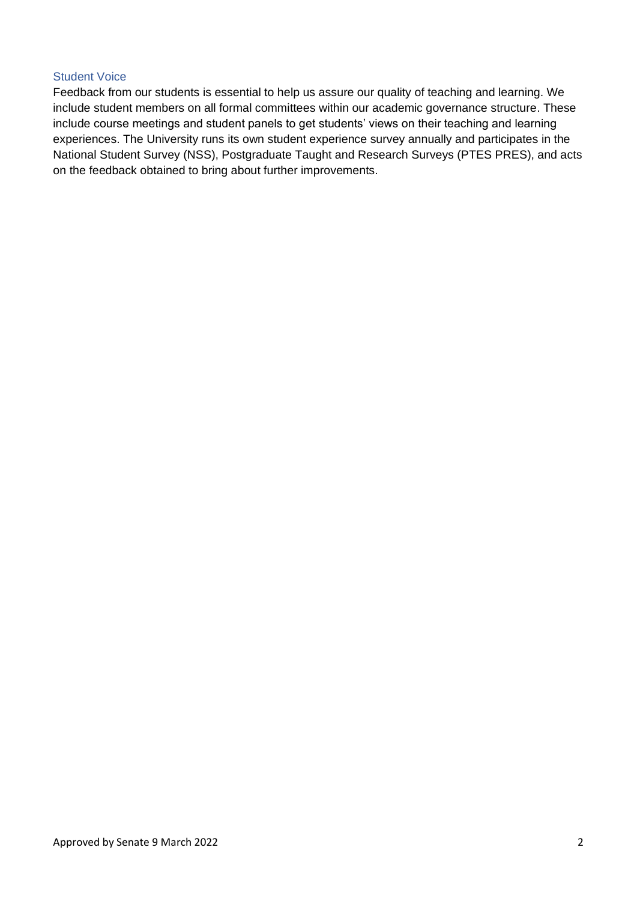## Student Voice

Feedback from our students is essential to help us assure our quality of teaching and learning. We include student members on all formal committees within our academic governance structure. These include course meetings and student panels to get students' views on their teaching and learning experiences. The University runs its own student experience survey annually and participates in the National Student Survey (NSS), Postgraduate Taught and Research Surveys (PTES PRES), and acts on the feedback obtained to bring about further improvements.